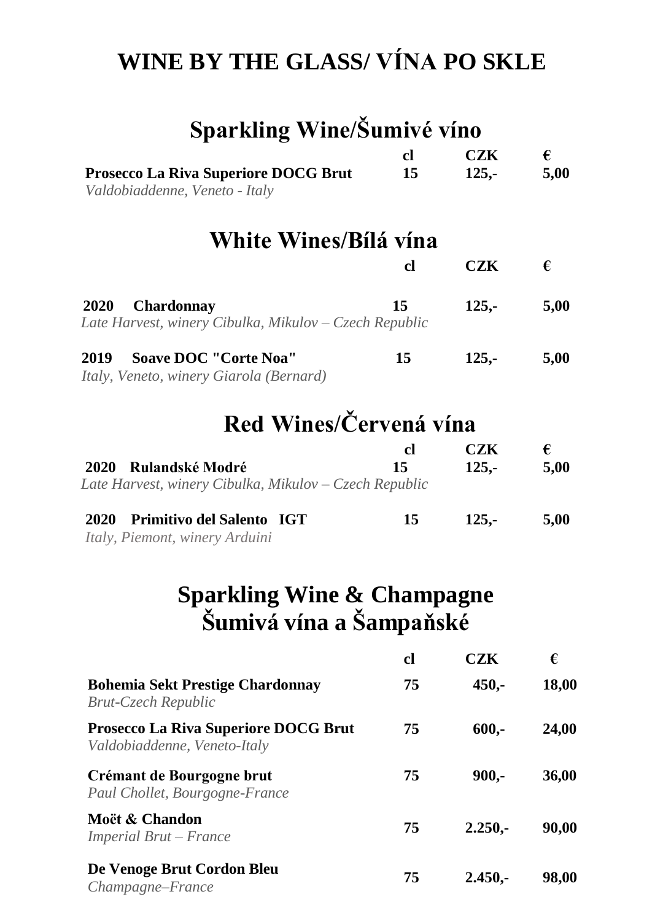# WINE BY THE GLASS/ VÍNA PO SKLE

## Sparkling Wine/Šumivé víno

| | cl | CZK | € |
|---|---|---|---|
| **Prosecco La Riva Superiore DOCG Brut**<br>*Valdobiaddenne, Veneto - Italy* | **15** | **125,-** | **5,00** |

## White Wines/Bílá vína

| | cl | CZK | € |
|---|---|---|---|
| **2020 Chardonnay**<br>*Late Harvest, winery Cibulka, Mikulov – Czech Republic* | **15** | **125,-** | **5,00** |
| **2019 Soave DOC "Corte Noa"**<br>*Italy, Veneto, winery Giarola (Bernard)* | **15** | **125,-** | **5,00** |

## Red Wines/Červená vína

| | cl | CZK | € |
|---|---|---|---|
| **2020 Rulandské Modré**<br>*Late Harvest, winery Cibulka, Mikulov – Czech Republic* | **15** | **125,-** | **5,00** |
| **2020 Primitivo del Salento IGT**<br>*Italy, Piemont, winery Arduini* | **15** | **125,-** | **5,00** |

## Sparkling Wine & Champagne
## Šumivá vína a Šampaňské

| | cl | CZK | € |
|---|---|---|---|
| **Bohemia Sekt Prestige Chardonnay**<br>*Brut-Czech Republic* | **75** | **450,-** | **18,00** |
| **Prosecco La Riva Superiore DOCG Brut**<br>*Valdobiaddenne, Veneto-Italy* | **75** | **600,-** | **24,00** |
| **Crémant de Bourgogne brut**<br>*Paul Chollet, Bourgogne-France* | **75** | **900,-** | **36,00** |
| **Moët & Chandon**<br>*Imperial Brut – France* | **75** | **2.250,-** | **90,00** |
| **De Venoge Brut Cordon Bleu**<br>*Champagne–France* | **75** | **2.450,-** | **98,00** |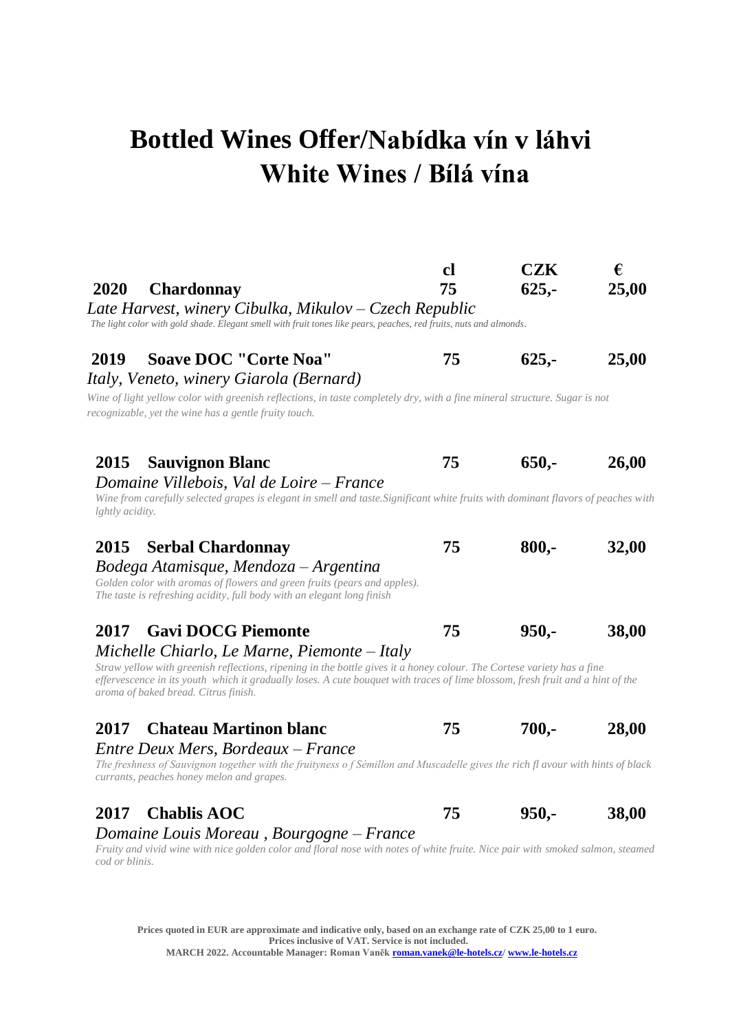# Bottled Wines Offer/Nabídka vín v láhvi

## White Wines / Bílá vína

| | | cl | CZK | € |
|---|---|---|---|---|
| **2020** | **Chardonnay** | **75** | **625,-** | **25,00** |

*Late Harvest, winery Cibulka, Mikulov – Czech Republic*
*The light color with gold shade. Elegant smell with fruit tones like pears, peaches, red fruits, nuts and almonds.*

| | | cl | CZK | € |
|---|---|---|---|---|
| **2019** | **Soave DOC "Corte Noa"** | **75** | **625,-** | **25,00** |

*Italy, Veneto, winery Giarola (Bernard)*
*Wine of light yellow color with greenish reflections, in taste completely dry, with a fine mineral structure. Sugar is not recognizable, yet the wine has a gentle fruity touch.*

| | | cl | CZK | € |
|---|---|---|---|---|
| **2015** | **Sauvignon Blanc** | **75** | **650,-** | **26,00** |

*Domaine Villebois, Val de Loire – France*
*Wine from carefully selected grapes is elegant in smell and taste.Significant white fruits with dominant flavors of peaches with lghtly acidity.*

| | | cl | CZK | € |
|---|---|---|---|---|
| **2015** | **Serbal Chardonnay** | **75** | **800,-** | **32,00** |

*Bodega Atamisque, Mendoza – Argentina*
*Golden color with aromas of flowers and green fruits (pears and apples). The taste is refreshing acidity, full body with an elegant long finish*

| | | cl | CZK | € |
|---|---|---|---|---|
| **2017** | **Gavi DOCG Piemonte** | **75** | **950,-** | **38,00** |

*Michelle Chiarlo, Le Marne, Piemonte – Italy*
*Straw yellow with greenish reflections, ripening in the bottle gives it a honey colour. The Cortese variety has a fine effervescence in its youth which it gradually loses. A cute bouquet with traces of lime blossom, fresh fruit and a hint of the aroma of baked bread. Citrus finish.*

| | | cl | CZK | € |
|---|---|---|---|---|
| **2017** | **Chateau Martinon blanc** | **75** | **700,-** | **28,00** |

*Entre Deux Mers, Bordeaux – France*
*The freshness of Sauvignon together with the fruityness o f Sémillon and Muscadelle gives the rich fl avour with hints of black currants, peaches honey melon and grapes.*

| | | cl | CZK | € |
|---|---|---|---|---|
| **2017** | **Chablis AOC** | **75** | **950,-** | **38,00** |

*Domaine Louis Moreau , Bourgogne – France*
*Fruity and vivid wine with nice golden color and floral nose with notes of white fruite. Nice pair with smoked salmon, steamed cod or blinis.*

**Prices quoted in EUR are approximate and indicative only, based on an exchange rate of CZK 25,00 to 1 euro.**
**Prices inclusive of VAT. Service is not included.**
**MARCH 2022. Accountable Manager: Roman Vaněk roman.vanek@le-hotels.cz/ www.le-hotels.cz**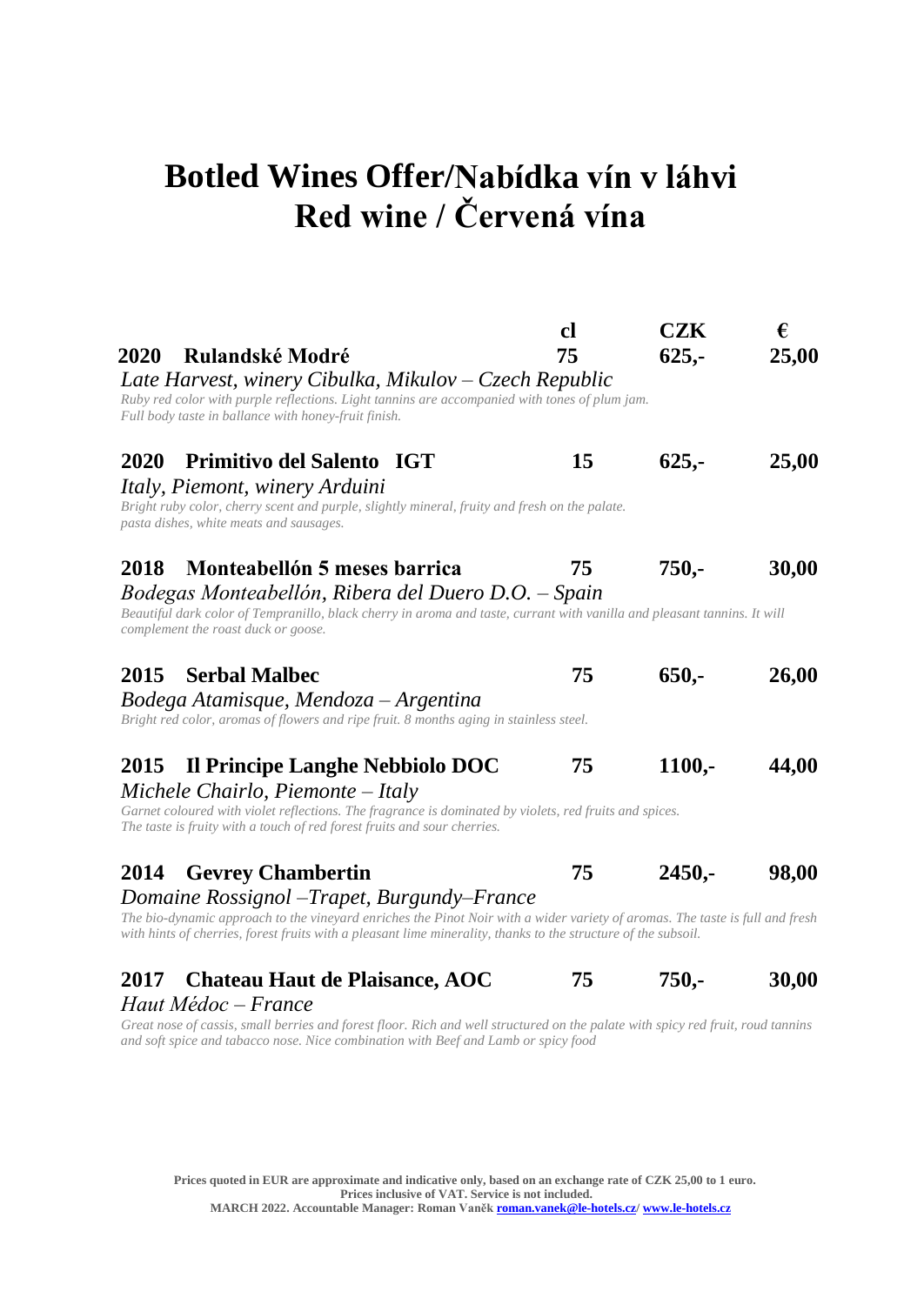# Botled Wines Offer/Nabídka vín v láhvi
# Red wine / Červená vína

| | cl | CZK | € |
|---|---|---|---|
| **2020 Rulandské Modré** | **75** | **625,-** | **25,00** |

*Late Harvest, winery Cibulka, Mikulov – Czech Republic*
*Ruby red color with purple reflections. Light tannins are accompanied with tones of plum jam. Full body taste in ballance with honey-fruit finish.*

| | | | |
|---|---|---|---|
| **2020 Primitivo del Salento IGT** | **15** | **625,-** | **25,00** |

*Italy, Piemont, winery Arduini*
*Bright ruby color, cherry scent and purple, slightly mineral, fruity and fresh on the palate. pasta dishes, white meats and sausages.*

| | | | |
|---|---|---|---|
| **2018 Monteabellón 5 meses barrica** | **75** | **750,-** | **30,00** |

*Bodegas Monteabellón, Ribera del Duero D.O. – Spain*
*Beautiful dark color of Tempranillo, black cherry in aroma and taste, currant with vanilla and pleasant tannins. It will complement the roast duck or goose.*

| | | | |
|---|---|---|---|
| **2015 Serbal Malbec** | **75** | **650,-** | **26,00** |

*Bodega Atamisque, Mendoza – Argentina*
*Bright red color, aromas of flowers and ripe fruit. 8 months aging in stainless steel.*

| | | | |
|---|---|---|---|
| **2015 Il Principe Langhe Nebbiolo DOC** | **75** | **1100,-** | **44,00** |

*Michele Chairlo, Piemonte – Italy*
*Garnet coloured with violet reflections. The fragrance is dominated by violets, red fruits and spices. The taste is fruity with a touch of red forest fruits and sour cherries.*

| | | | |
|---|---|---|---|
| **2014 Gevrey Chambertin** | **75** | **2450,-** | **98,00** |

*Domaine Rossignol –Trapet, Burgundy–France*
*The bio-dynamic approach to the vineyard enriches the Pinot Noir with a wider variety of aromas. The taste is full and fresh with hints of cherries, forest fruits with a pleasant lime minerality, thanks to the structure of the subsoil.*

| | | | |
|---|---|---|---|
| **2017 Chateau Haut de Plaisance, AOC** | **75** | **750,-** | **30,00** |

*Haut Médoc – France*
*Great nose of cassis, small berries and forest floor. Rich and well structured on the palate with spicy red fruit, roud tannins and soft spice and tabacco nose. Nice combination with Beef and Lamb or spicy food*

**Prices quoted in EUR are approximate and indicative only, based on an exchange rate of CZK 25,00 to 1 euro.**
**Prices inclusive of VAT. Service is not included.**
**MARCH 2022. Accountable Manager: Roman Vaněk roman.vanek@le-hotels.cz/ www.le-hotels.cz**